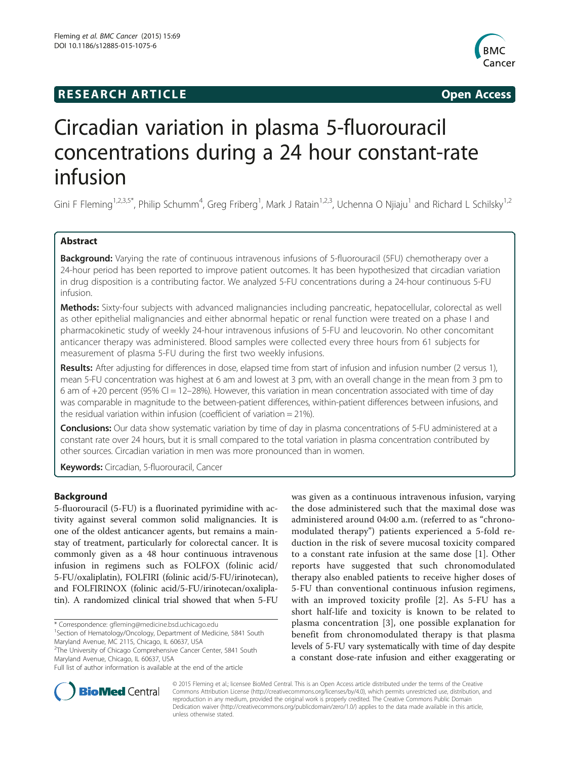**RESEARCH ARTICLE** **Open Access**

# Circadian variation in plasma 5-fluorouracil concentrations during a 24 hour constant-rate infusion

Gini F Fleming[1,2,3,5*], Philip Schumm[4], Greg Friberg[1], Mark J Ratain[1,2,3], Uchenna O Njiaju[1] and Richard L Schilsky[1,2]

## Abstract

**Background:** Varying the rate of continuous intravenous infusions of 5-fluorouracil (5FU) chemotherapy over a 24-hour period has been reported to improve patient outcomes. It has been hypothesized that circadian variation in drug disposition is a contributing factor. We analyzed 5-FU concentrations during a 24-hour continuous 5-FU infusion.

**Methods:** Sixty-four subjects with advanced malignancies including pancreatic, hepatocellular, colorectal as well as other epithelial malignancies and either abnormal hepatic or renal function were treated on a phase I and pharmacokinetic study of weekly 24-hour intravenous infusions of 5-FU and leucovorin. No other concomitant anticancer therapy was administered. Blood samples were collected every three hours from 61 subjects for measurement of plasma 5-FU during the first two weekly infusions.

**Results:** After adjusting for differences in dose, elapsed time from start of infusion and infusion number (2 versus 1), mean 5-FU concentration was highest at 6 am and lowest at 3 pm, with an overall change in the mean from 3 pm to 6 am of +20 percent (95% CI = 12–28%). However, this variation in mean concentration associated with time of day was comparable in magnitude to the between-patient differences, within-patient differences between infusions, and the residual variation within infusion (coefficient of variation = 21%).

**Conclusions:** Our data show systematic variation by time of day in plasma concentrations of 5-FU administered at a constant rate over 24 hours, but it is small compared to the total variation in plasma concentration contributed by other sources. Circadian variation in men was more pronounced than in women.

**Keywords:** Circadian, 5-fluorouracil, Cancer

## Background

5-fluorouracil (5-FU) is a fluorinated pyrimidine with activity against several common solid malignancies. It is one of the oldest anticancer agents, but remains a mainstay of treatment, particularly for colorectal cancer. It is commonly given as a 48 hour continuous intravenous infusion in regimens such as FOLFOX (folinic acid/5-FU/oxaliplatin), FOLFIRI (folinic acid/5-FU/irinotecan), and FOLFIRINOX (folinic acid/5-FU/irinotecan/oxaliplatin). A randomized clinical trial showed that when 5-FU was given as a continuous intravenous infusion, varying the dose administered such that the maximal dose was administered around 04:00 a.m. (referred to as "chronomodulated therapy") patients experienced a 5-fold reduction in the risk of severe mucosal toxicity compared to a constant rate infusion at the same dose [1]. Other reports have suggested that such chronomodulated therapy also enabled patients to receive higher doses of 5-FU than conventional continuous infusion regimens, with an improved toxicity profile [2]. As 5-FU has a short half-life and toxicity is known to be related to plasma concentration [3], one possible explanation for benefit from chronomodulated therapy is that plasma levels of 5-FU vary systematically with time of day despite a constant dose-rate infusion and either exaggerating or

\* Correspondence: gfleming@medicine.bsd.uchicago.edu
[1]Section of Hematology/Oncology, Department of Medicine, 5841 South Maryland Avenue, MC 2115, Chicago, IL 60637, USA
[2]The University of Chicago Comprehensive Cancer Center, 5841 South Maryland Avenue, Chicago, IL 60637, USA
Full list of author information is available at the end of the article

© 2015 Fleming et al.; licensee BioMed Central. This is an Open Access article distributed under the terms of the Creative Commons Attribution License (http://creativecommons.org/licenses/by/4.0), which permits unrestricted use, distribution, and reproduction in any medium, provided the original work is properly credited. The Creative Commons Public Domain Dedication waiver (http://creativecommons.org/publicdomain/zero/1.0/) applies to the data made available in this article, unless otherwise stated.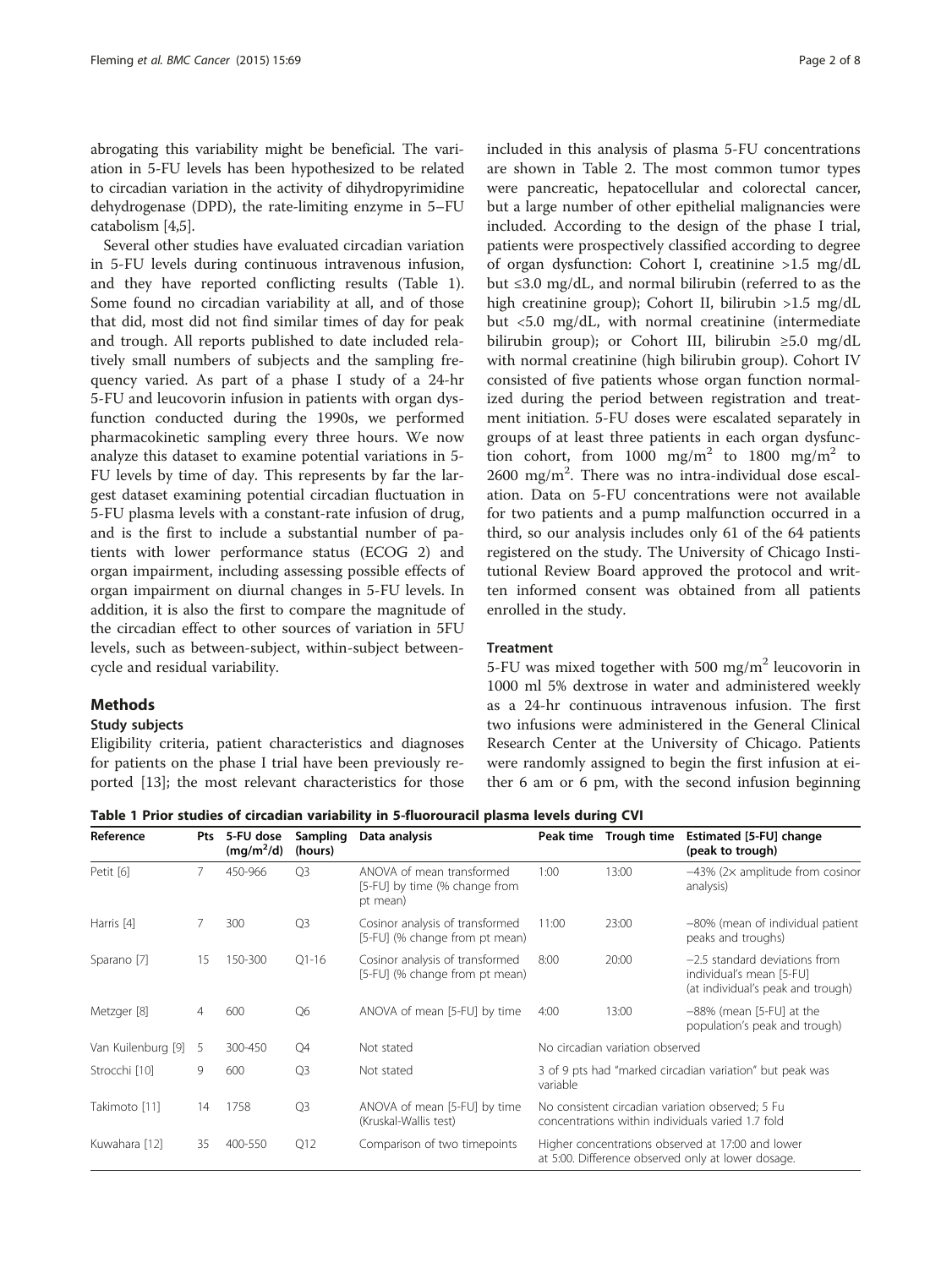abrogating this variability might be beneficial. The variation in 5-FU levels has been hypothesized to be related to circadian variation in the activity of dihydropyrimidine dehydrogenase (DPD), the rate-limiting enzyme in 5–FU catabolism [4,5].

Several other studies have evaluated circadian variation in 5-FU levels during continuous intravenous infusion, and they have reported conflicting results (Table 1). Some found no circadian variability at all, and of those that did, most did not find similar times of day for peak and trough. All reports published to date included relatively small numbers of subjects and the sampling frequency varied. As part of a phase I study of a 24-hr 5-FU and leucovorin infusion in patients with organ dysfunction conducted during the 1990s, we performed pharmacokinetic sampling every three hours. We now analyze this dataset to examine potential variations in 5-FU levels by time of day. This represents by far the largest dataset examining potential circadian fluctuation in 5-FU plasma levels with a constant-rate infusion of drug, and is the first to include a substantial number of patients with lower performance status (ECOG 2) and organ impairment, including assessing possible effects of organ impairment on diurnal changes in 5-FU levels. In addition, it is also the first to compare the magnitude of the circadian effect to other sources of variation in 5FU levels, such as between-subject, within-subject between-cycle and residual variability.

## Methods

### Study subjects

Eligibility criteria, patient characteristics and diagnoses for patients on the phase I trial have been previously reported [13]; the most relevant characteristics for those included in this analysis of plasma 5-FU concentrations are shown in Table 2. The most common tumor types were pancreatic, hepatocellular and colorectal cancer, but a large number of other epithelial malignancies were included. According to the design of the phase I trial, patients were prospectively classified according to degree of organ dysfunction: Cohort I, creatinine >1.5 mg/dL but ≤3.0 mg/dL, and normal bilirubin (referred to as the high creatinine group); Cohort II, bilirubin >1.5 mg/dL but <5.0 mg/dL, with normal creatinine (intermediate bilirubin group); or Cohort III, bilirubin ≥5.0 mg/dL with normal creatinine (high bilirubin group). Cohort IV consisted of five patients whose organ function normalized during the period between registration and treatment initiation. 5-FU doses were escalated separately in groups of at least three patients in each organ dysfunction cohort, from 1000 mg/m$^2$ to 1800 mg/m$^2$ to 2600 mg/m$^2$. There was no intra-individual dose escalation. Data on 5-FU concentrations were not available for two patients and a pump malfunction occurred in a third, so our analysis includes only 61 of the 64 patients registered on the study. The University of Chicago Institutional Review Board approved the protocol and written informed consent was obtained from all patients enrolled in the study.

### Treatment

5-FU was mixed together with 500 mg/m$^2$ leucovorin in 1000 ml 5% dextrose in water and administered weekly as a 24-hr continuous intravenous infusion. The first two infusions were administered in the General Clinical Research Center at the University of Chicago. Patients were randomly assigned to begin the first infusion at either 6 am or 6 pm, with the second infusion beginning

**Table 1 Prior studies of circadian variability in 5-fluorouracil plasma levels during CVI**

| Reference | Pts | 5-FU dose (mg/m$^2$/d) | Sampling (hours) | Data analysis | Peak time | Trough time | Estimated [5-FU] change (peak to trough) |
|---|---|---|---|---|---|---|---|
| Petit [6] | 7 | 450-966 | Q3 | ANOVA of mean transformed [5-FU] by time (% change from pt mean) | 1:00 | 13:00 | −43% (2× amplitude from cosinor analysis) |
| Harris [4] | 7 | 300 | Q3 | Cosinor analysis of transformed [5-FU] (% change from pt mean) | 11:00 | 23:00 | −80% (mean of individual patient peaks and troughs) |
| Sparano [7] | 15 | 150-300 | Q1-16 | Cosinor analysis of transformed [5-FU] (% change from pt mean) | 8:00 | 20:00 | −2.5 standard deviations from individual's mean [5-FU] (at individual's peak and trough) |
| Metzger [8] | 4 | 600 | Q6 | ANOVA of mean [5-FU] by time | 4:00 | 13:00 | −88% (mean [5-FU] at the population's peak and trough) |
| Van Kuilenburg [9] | 5 | 300-450 | Q4 | Not stated | No circadian variation observed | | |
| Strocchi [10] | 9 | 600 | Q3 | Not stated | 3 of 9 pts had "marked circadian variation" but peak was variable | | |
| Takimoto [11] | 14 | 1758 | Q3 | ANOVA of mean [5-FU] by time (Kruskal-Wallis test) | No consistent circadian variation observed; 5 Fu concentrations within individuals varied 1.7 fold | | |
| Kuwahara [12] | 35 | 400-550 | Q12 | Comparison of two timepoints | Higher concentrations observed at 17:00 and lower at 5:00. Difference observed only at lower dosage. | | |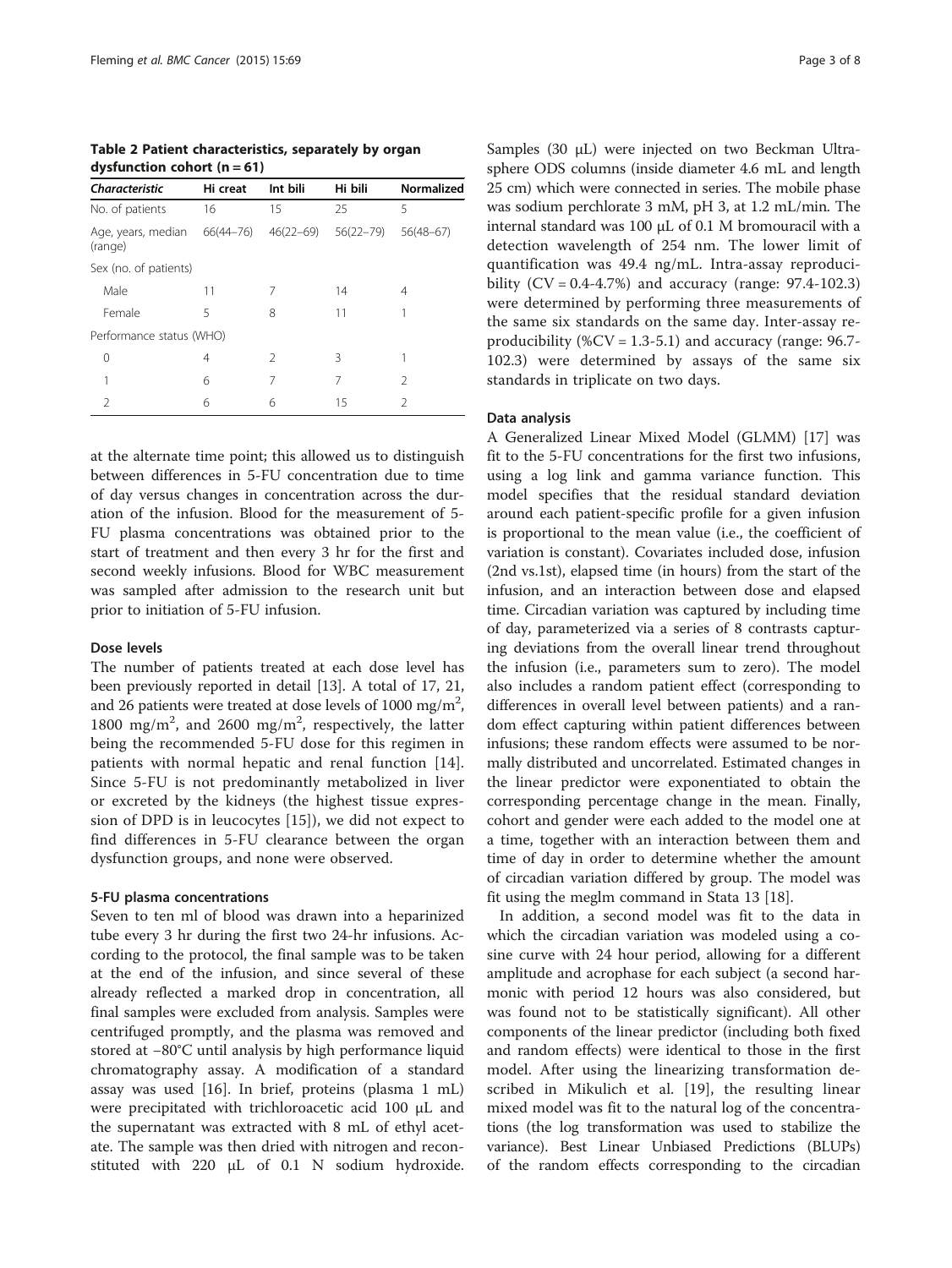**Table 2 Patient characteristics, separately by organ dysfunction cohort (n = 61)**

| *Characteristic* | Hi creat | Int bili | Hi bili | Normalized |
|---|---|---|---|---|
| No. of patients | 16 | 15 | 25 | 5 |
| Age, years, median (range) | 66(44–76) | 46(22–69) | 56(22–79) | 56(48–67) |
| Sex (no. of patients) | | | | |
| Male | 11 | 7 | 14 | 4 |
| Female | 5 | 8 | 11 | 1 |
| Performance status (WHO) | | | | |
| 0 | 4 | 2 | 3 | 1 |
| 1 | 6 | 7 | 7 | 2 |
| 2 | 6 | 6 | 15 | 2 |

at the alternate time point; this allowed us to distinguish between differences in 5-FU concentration due to time of day versus changes in concentration across the duration of the infusion. Blood for the measurement of 5-FU plasma concentrations was obtained prior to the start of treatment and then every 3 hr for the first and second weekly infusions. Blood for WBC measurement was sampled after admission to the research unit but prior to initiation of 5-FU infusion.

### Dose levels

The number of patients treated at each dose level has been previously reported in detail [13]. A total of 17, 21, and 26 patients were treated at dose levels of 1000 mg/m$^2$, 1800 mg/m$^2$, and 2600 mg/m$^2$, respectively, the latter being the recommended 5-FU dose for this regimen in patients with normal hepatic and renal function [14]. Since 5-FU is not predominantly metabolized in liver or excreted by the kidneys (the highest tissue expression of DPD is in leucocytes [15]), we did not expect to find differences in 5-FU clearance between the organ dysfunction groups, and none were observed.

### 5-FU plasma concentrations

Seven to ten ml of blood was drawn into a heparinized tube every 3 hr during the first two 24-hr infusions. According to the protocol, the final sample was to be taken at the end of the infusion, and since several of these already reflected a marked drop in concentration, all final samples were excluded from analysis. Samples were centrifuged promptly, and the plasma was removed and stored at −80°C until analysis by high performance liquid chromatography assay. A modification of a standard assay was used [16]. In brief, proteins (plasma 1 mL) were precipitated with trichloroacetic acid 100 μL and the supernatant was extracted with 8 mL of ethyl acetate. The sample was then dried with nitrogen and reconstituted with 220 μL of 0.1 N sodium hydroxide. Samples (30 μL) were injected on two Beckman Ultrasphere ODS columns (inside diameter 4.6 mL and length 25 cm) which were connected in series. The mobile phase was sodium perchlorate 3 mM, pH 3, at 1.2 mL/min. The internal standard was 100 μL of 0.1 M bromouracil with a detection wavelength of 254 nm. The lower limit of quantification was 49.4 ng/mL. Intra-assay reproducibility (CV = 0.4-4.7%) and accuracy (range: 97.4-102.3) were determined by performing three measurements of the same six standards on the same day. Inter-assay reproducibility (%CV = 1.3-5.1) and accuracy (range: 96.7-102.3) were determined by assays of the same six standards in triplicate on two days.

### Data analysis

A Generalized Linear Mixed Model (GLMM) [17] was fit to the 5-FU concentrations for the first two infusions, using a log link and gamma variance function. This model specifies that the residual standard deviation around each patient-specific profile for a given infusion is proportional to the mean value (i.e., the coefficient of variation is constant). Covariates included dose, infusion (2nd vs.1st), elapsed time (in hours) from the start of the infusion, and an interaction between dose and elapsed time. Circadian variation was captured by including time of day, parameterized via a series of 8 contrasts capturing deviations from the overall linear trend throughout the infusion (i.e., parameters sum to zero). The model also includes a random patient effect (corresponding to differences in overall level between patients) and a random effect capturing within patient differences between infusions; these random effects were assumed to be normally distributed and uncorrelated. Estimated changes in the linear predictor were exponentiated to obtain the corresponding percentage change in the mean. Finally, cohort and gender were each added to the model one at a time, together with an interaction between them and time of day in order to determine whether the amount of circadian variation differed by group. The model was fit using the meglm command in Stata 13 [18].

In addition, a second model was fit to the data in which the circadian variation was modeled using a cosine curve with 24 hour period, allowing for a different amplitude and acrophase for each subject (a second harmonic with period 12 hours was also considered, but was found not to be statistically significant). All other components of the linear predictor (including both fixed and random effects) were identical to those in the first model. After using the linearizing transformation described in Mikulich et al. [19], the resulting linear mixed model was fit to the natural log of the concentrations (the log transformation was used to stabilize the variance). Best Linear Unbiased Predictions (BLUPs) of the random effects corresponding to the circadian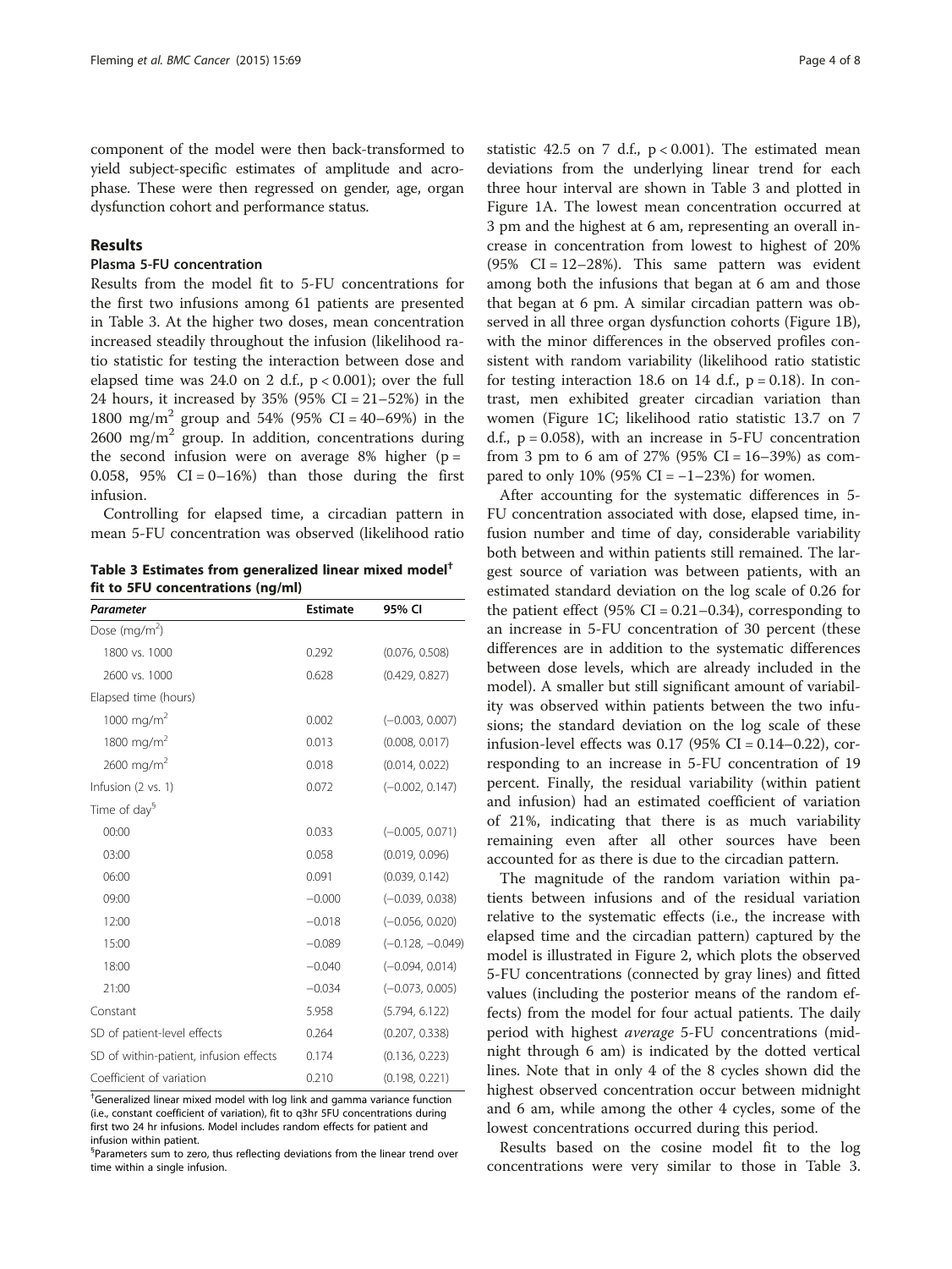component of the model were then back-transformed to yield subject-specific estimates of amplitude and acrophase. These were then regressed on gender, age, organ dysfunction cohort and performance status.

## Results

### Plasma 5-FU concentration

Results from the model fit to 5-FU concentrations for the first two infusions among 61 patients are presented in Table 3. At the higher two doses, mean concentration increased steadily throughout the infusion (likelihood ratio statistic for testing the interaction between dose and elapsed time was 24.0 on 2 d.f., $p < 0.001$); over the full 24 hours, it increased by 35% (95% CI = 21–52%) in the 1800 mg/m$^2$ group and 54% (95% CI = 40–69%) in the 2600 mg/m$^2$ group. In addition, concentrations during the second infusion were on average 8% higher ($p = 0.058$, 95% CI = 0–16%) than those during the first infusion.

Controlling for elapsed time, a circadian pattern in mean 5-FU concentration was observed (likelihood ratio statistic 42.5 on 7 d.f., $p < 0.001$). The estimated mean deviations from the underlying linear trend for each three hour interval are shown in Table 3 and plotted in Figure 1A. The lowest mean concentration occurred at 3 pm and the highest at 6 am, representing an overall increase in concentration from lowest to highest of 20% (95% CI = 12–28%). This same pattern was evident among both the infusions that began at 6 am and those that began at 6 pm. A similar circadian pattern was observed in all three organ dysfunction cohorts (Figure 1B), with the minor differences in the observed profiles consistent with random variability (likelihood ratio statistic for testing interaction 18.6 on 14 d.f., $p = 0.18$). In contrast, men exhibited greater circadian variation than women (Figure 1C; likelihood ratio statistic 13.7 on 7 d.f., $p = 0.058$), with an increase in 5-FU concentration from 3 pm to 6 am of 27% (95% CI = 16–39%) as compared to only 10% (95% CI = −1–23%) for women.

**Table 3 Estimates from generalized linear mixed model[†] fit to 5FU concentrations (ng/ml)**

| *Parameter* | Estimate | 95% CI |
|---|---|---|
| Dose (mg/m$^2$) | | |
| 1800 vs. 1000 | 0.292 | (0.076, 0.508) |
| 2600 vs. 1000 | 0.628 | (0.429, 0.827) |
| Elapsed time (hours) | | |
| 1000 mg/m$^2$ | 0.002 | (−0.003, 0.007) |
| 1800 mg/m$^2$ | 0.013 | (0.008, 0.017) |
| 2600 mg/m$^2$ | 0.018 | (0.014, 0.022) |
| Infusion (2 vs. 1) | 0.072 | (−0.002, 0.147) |
| Time of day[§] | | |
| 00:00 | 0.033 | (−0.005, 0.071) |
| 03:00 | 0.058 | (0.019, 0.096) |
| 06:00 | 0.091 | (0.039, 0.142) |
| 09:00 | −0.000 | (−0.039, 0.038) |
| 12:00 | −0.018 | (−0.056, 0.020) |
| 15:00 | −0.089 | (−0.128, −0.049) |
| 18:00 | −0.040 | (−0.094, 0.014) |
| 21:00 | −0.034 | (−0.073, 0.005) |
| Constant | 5.958 | (5.794, 6.122) |
| SD of patient-level effects | 0.264 | (0.207, 0.338) |
| SD of within-patient, infusion effects | 0.174 | (0.136, 0.223) |
| Coefficient of variation | 0.210 | (0.198, 0.221) |

[†]Generalized linear mixed model with log link and gamma variance function (i.e., constant coefficient of variation), fit to q3hr 5FU concentrations during first two 24 hr infusions. Model includes random effects for patient and infusion within patient.
[§]Parameters sum to zero, thus reflecting deviations from the linear trend over time within a single infusion.

After accounting for the systematic differences in 5-FU concentration associated with dose, elapsed time, infusion number and time of day, considerable variability both between and within patients still remained. The largest source of variation was between patients, with an estimated standard deviation on the log scale of 0.26 for the patient effect (95% CI = 0.21–0.34), corresponding to an increase in 5-FU concentration of 30 percent (these differences are in addition to the systematic differences between dose levels, which are already included in the model). A smaller but still significant amount of variability was observed within patients between the two infusions; the standard deviation on the log scale of these infusion-level effects was 0.17 (95% CI = 0.14–0.22), corresponding to an increase in 5-FU concentration of 19 percent. Finally, the residual variability (within patient and infusion) had an estimated coefficient of variation of 21%, indicating that there is as much variability remaining even after all other sources have been accounted for as there is due to the circadian pattern.

The magnitude of the random variation within patients between infusions and of the residual variation relative to the systematic effects (i.e., the increase with elapsed time and the circadian pattern) captured by the model is illustrated in Figure 2, which plots the observed 5-FU concentrations (connected by gray lines) and fitted values (including the posterior means of the random effects) from the model for four actual patients. The daily period with highest *average* 5-FU concentrations (midnight through 6 am) is indicated by the dotted vertical lines. Note that in only 4 of the 8 cycles shown did the highest observed concentration occur between midnight and 6 am, while among the other 4 cycles, some of the lowest concentrations occurred during this period.

Results based on the cosine model fit to the log concentrations were very similar to those in Table 3.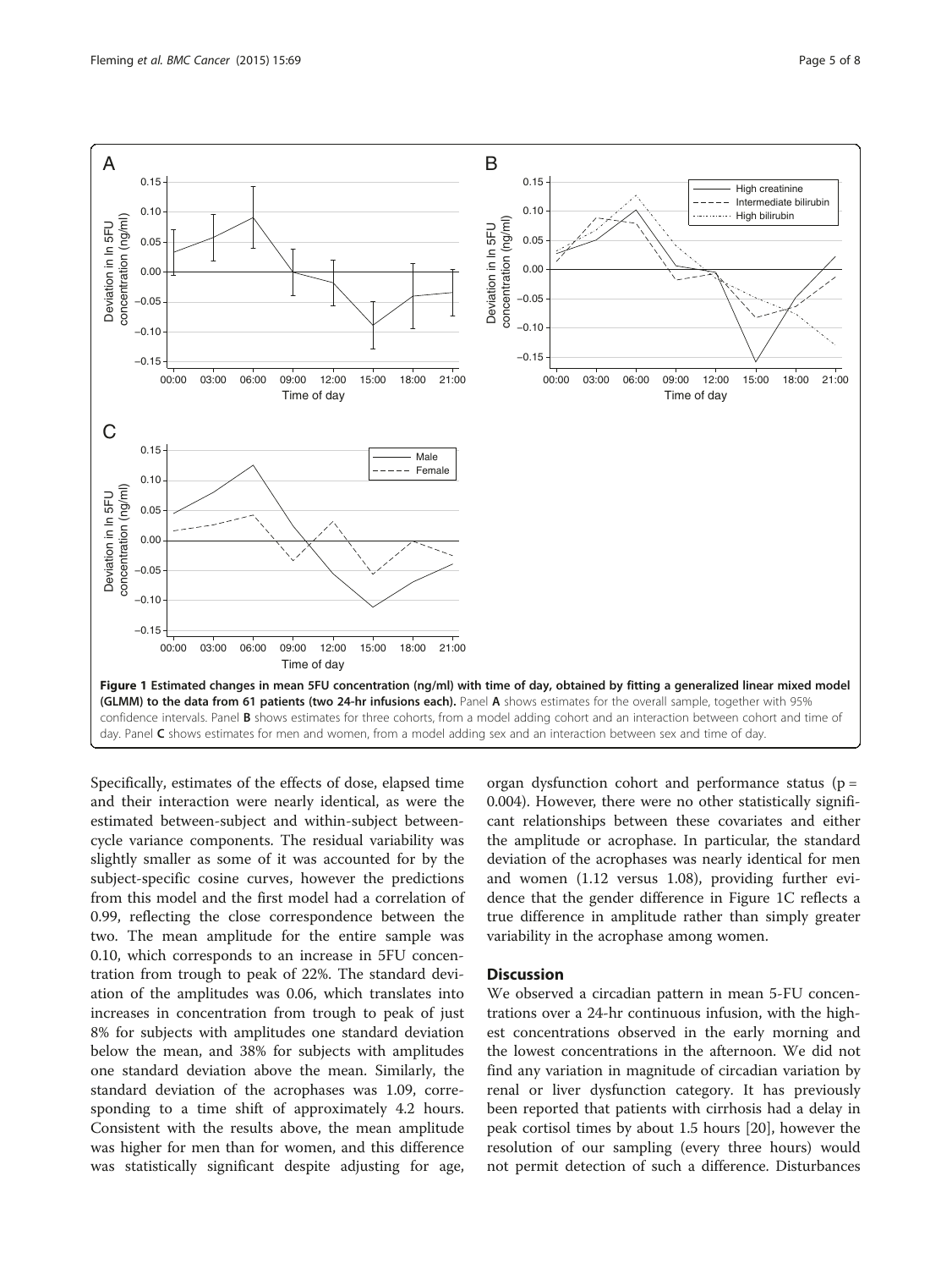**Figure 1 Estimated changes in mean 5FU concentration (ng/ml) with time of day, obtained by fitting a generalized linear mixed model (GLMM) to the data from 61 patients (two 24-hr infusions each).** Panel **A** shows estimates for the overall sample, together with 95% confidence intervals. Panel **B** shows estimates for three cohorts, from a model adding cohort and an interaction between cohort and time of day. Panel **C** shows estimates for men and women, from a model adding sex and an interaction between sex and time of day.

Specifically, estimates of the effects of dose, elapsed time and their interaction were nearly identical, as were the estimated between-subject and within-subject between-cycle variance components. The residual variability was slightly smaller as some of it was accounted for by the subject-specific cosine curves, however the predictions from this model and the first model had a correlation of 0.99, reflecting the close correspondence between the two. The mean amplitude for the entire sample was 0.10, which corresponds to an increase in 5FU concentration from trough to peak of 22%. The standard deviation of the amplitudes was 0.06, which translates into increases in concentration from trough to peak of just 8% for subjects with amplitudes one standard deviation below the mean, and 38% for subjects with amplitudes one standard deviation above the mean. Similarly, the standard deviation of the acrophases was 1.09, corresponding to a time shift of approximately 4.2 hours. Consistent with the results above, the mean amplitude was higher for men than for women, and this difference was statistically significant despite adjusting for age, organ dysfunction cohort and performance status ($p = 0.004$). However, there were no other statistically significant relationships between these covariates and either the amplitude or acrophase. In particular, the standard deviation of the acrophases was nearly identical for men and women (1.12 versus 1.08), providing further evidence that the gender difference in Figure 1C reflects a true difference in amplitude rather than simply greater variability in the acrophase among women.

## Discussion

We observed a circadian pattern in mean 5-FU concentrations over a 24-hr continuous infusion, with the highest concentrations observed in the early morning and the lowest concentrations in the afternoon. We did not find any variation in magnitude of circadian variation by renal or liver dysfunction category. It has previously been reported that patients with cirrhosis had a delay in peak cortisol times by about 1.5 hours [20], however the resolution of our sampling (every three hours) would not permit detection of such a difference. Disturbances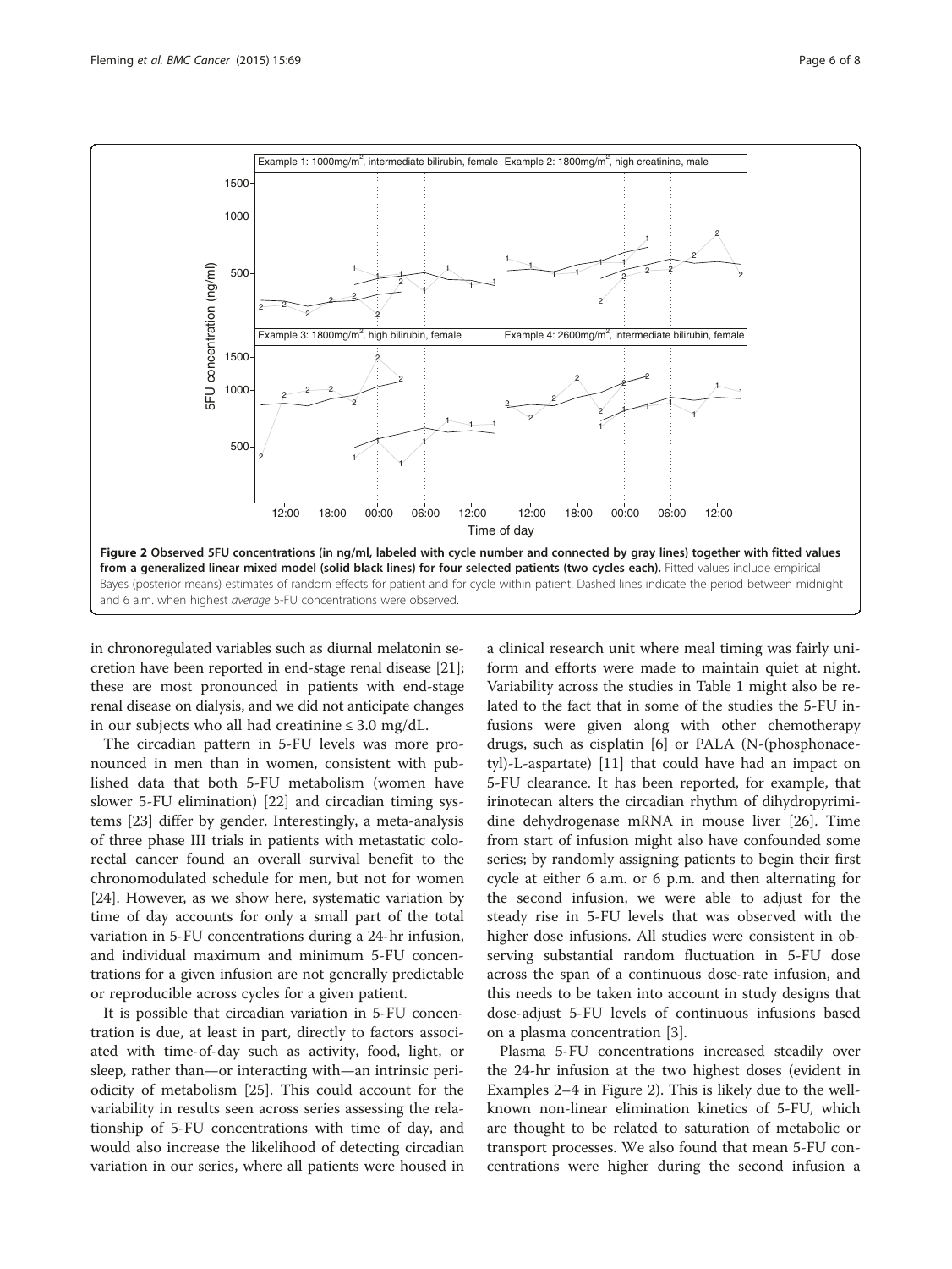**Figure 2 Observed 5FU concentrations (in ng/ml, labeled with cycle number and connected by gray lines) together with fitted values from a generalized linear mixed model (solid black lines) for four selected patients (two cycles each).** Fitted values include empirical Bayes (posterior means) estimates of random effects for patient and for cycle within patient. Dashed lines indicate the period between midnight and 6 a.m. when highest *average* 5-FU concentrations were observed.

in chronoregulated variables such as diurnal melatonin secretion have been reported in end-stage renal disease [21]; these are most pronounced in patients with end-stage renal disease on dialysis, and we did not anticipate changes in our subjects who all had creatinine ≤ 3.0 mg/dL.

The circadian pattern in 5-FU levels was more pronounced in men than in women, consistent with published data that both 5-FU metabolism (women have slower 5-FU elimination) [22] and circadian timing systems [23] differ by gender. Interestingly, a meta-analysis of three phase III trials in patients with metastatic colorectal cancer found an overall survival benefit to the chronomodulated schedule for men, but not for women [24]. However, as we show here, systematic variation by time of day accounts for only a small part of the total variation in 5-FU concentrations during a 24-hr infusion, and individual maximum and minimum 5-FU concentrations for a given infusion are not generally predictable or reproducible across cycles for a given patient.

It is possible that circadian variation in 5-FU concentration is due, at least in part, directly to factors associated with time-of-day such as activity, food, light, or sleep, rather than—or interacting with—an intrinsic periodicity of metabolism [25]. This could account for the variability in results seen across series assessing the relationship of 5-FU concentrations with time of day, and would also increase the likelihood of detecting circadian variation in our series, where all patients were housed in a clinical research unit where meal timing was fairly uniform and efforts were made to maintain quiet at night. Variability across the studies in Table 1 might also be related to the fact that in some of the studies the 5-FU infusions were given along with other chemotherapy drugs, such as cisplatin [6] or PALA (N-(phosphonacetyl)-L-aspartate) [11] that could have had an impact on 5-FU clearance. It has been reported, for example, that irinotecan alters the circadian rhythm of dihydropyrimidine dehydrogenase mRNA in mouse liver [26]. Time from start of infusion might also have confounded some series; by randomly assigning patients to begin their first cycle at either 6 a.m. or 6 p.m. and then alternating for the second infusion, we were able to adjust for the steady rise in 5-FU levels that was observed with the higher dose infusions. All studies were consistent in observing substantial random fluctuation in 5-FU dose across the span of a continuous dose-rate infusion, and this needs to be taken into account in study designs that dose-adjust 5-FU levels of continuous infusions based on a plasma concentration [3].

Plasma 5-FU concentrations increased steadily over the 24-hr infusion at the two highest doses (evident in Examples 2–4 in Figure 2). This is likely due to the well-known non-linear elimination kinetics of 5-FU, which are thought to be related to saturation of metabolic or transport processes. We also found that mean 5-FU concentrations were higher during the second infusion a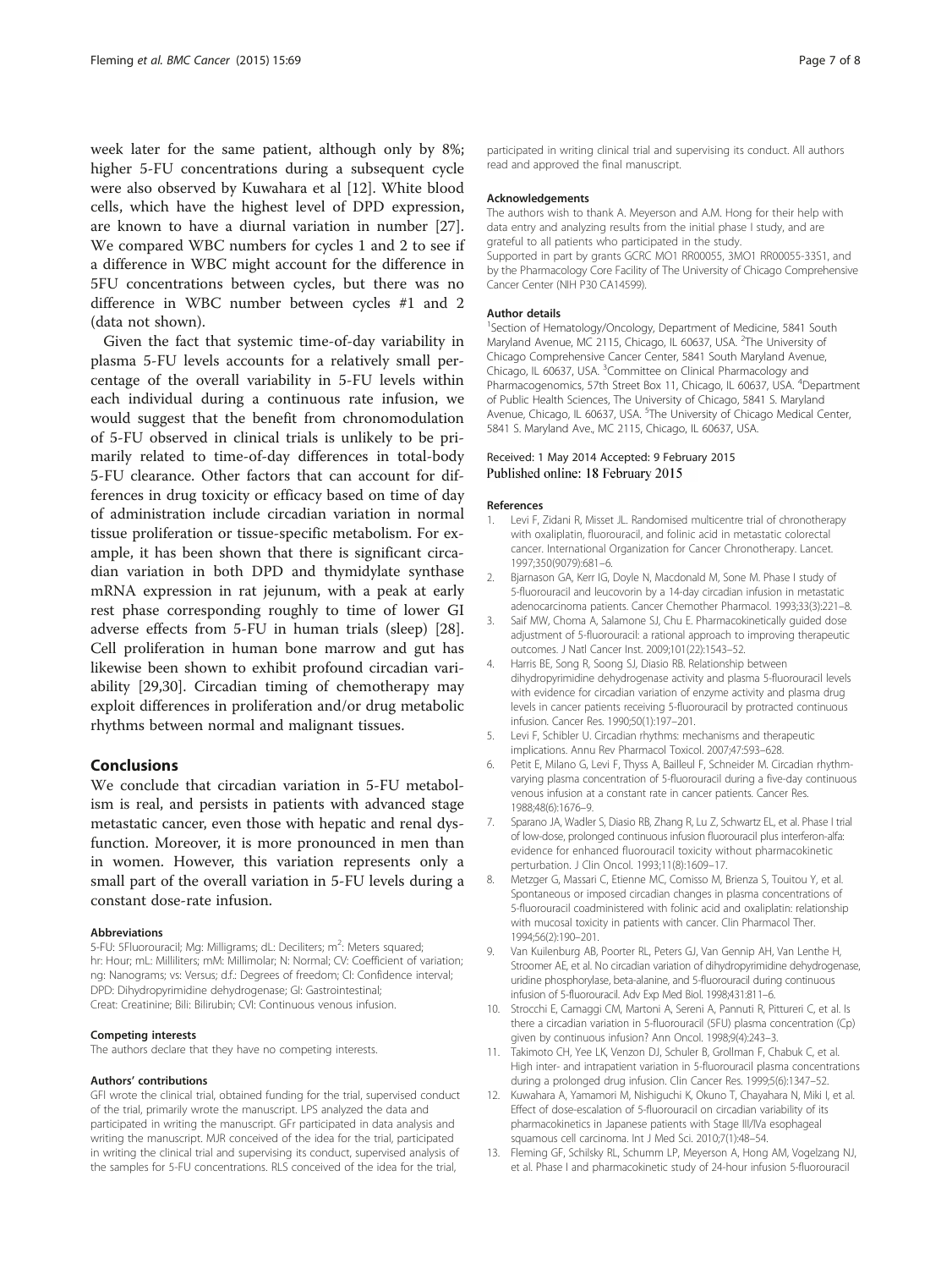week later for the same patient, although only by 8%; higher 5-FU concentrations during a subsequent cycle were also observed by Kuwahara et al [12]. White blood cells, which have the highest level of DPD expression, are known to have a diurnal variation in number [27]. We compared WBC numbers for cycles 1 and 2 to see if a difference in WBC might account for the difference in 5FU concentrations between cycles, but there was no difference in WBC number between cycles #1 and 2 (data not shown).

Given the fact that systemic time-of-day variability in plasma 5-FU levels accounts for a relatively small percentage of the overall variability in 5-FU levels within each individual during a continuous rate infusion, we would suggest that the benefit from chronomodulation of 5-FU observed in clinical trials is unlikely to be primarily related to time-of-day differences in total-body 5-FU clearance. Other factors that can account for differences in drug toxicity or efficacy based on time of day of administration include circadian variation in normal tissue proliferation or tissue-specific metabolism. For example, it has been shown that there is significant circadian variation in both DPD and thymidylate synthase mRNA expression in rat jejunum, with a peak at early rest phase corresponding roughly to time of lower GI adverse effects from 5-FU in human trials (sleep) [28]. Cell proliferation in human bone marrow and gut has likewise been shown to exhibit profound circadian variability [29,30]. Circadian timing of chemotherapy may exploit differences in proliferation and/or drug metabolic rhythms between normal and malignant tissues.

## Conclusions

We conclude that circadian variation in 5-FU metabolism is real, and persists in patients with advanced stage metastatic cancer, even those with hepatic and renal dysfunction. Moreover, it is more pronounced in men than in women. However, this variation represents only a small part of the overall variation in 5-FU levels during a constant dose-rate infusion.

#### Abbreviations

5-FU: 5Fluorouracil; Mg: Milligrams; dL: Deciliters; $m^2$: Meters squared; hr: Hour; mL: Milliliters; mM: Millimolar; N: Normal; CV: Coefficient of variation; ng: Nanograms; vs: Versus; d.f.: Degrees of freedom; CI: Confidence interval; DPD: Dihydropyrimidine dehydrogenase; GI: Gastrointestinal; Creat: Creatinine; Bili: Bilirubin; CVI: Continuous venous infusion.

#### Competing interests

The authors declare that they have no competing interests.

#### Authors' contributions

GFl wrote the clinical trial, obtained funding for the trial, supervised conduct of the trial, primarily wrote the manuscript. LPS analyzed the data and participated in writing the manuscript. GFr participated in data analysis and writing the manuscript. MJR conceived of the idea for the trial, participated in writing the clinical trial and supervising its conduct, supervised analysis of the samples for 5-FU concentrations. RLS conceived of the idea for the trial, participated in writing clinical trial and supervising its conduct. All authors read and approved the final manuscript.

#### Acknowledgements

The authors wish to thank A. Meyerson and A.M. Hong for their help with data entry and analyzing results from the initial phase I study, and are grateful to all patients who participated in the study.
Supported in part by grants GCRC MO1 RR00055, 3MO1 RR00055-33S1, and by the Pharmacology Core Facility of The University of Chicago Comprehensive Cancer Center (NIH P30 CA14599).

#### Author details

[1]Section of Hematology/Oncology, Department of Medicine, 5841 South Maryland Avenue, MC 2115, Chicago, IL 60637, USA. [2]The University of Chicago Comprehensive Cancer Center, 5841 South Maryland Avenue, Chicago, IL 60637, USA. [3]Committee on Clinical Pharmacology and Pharmacogenomics, 57th Street Box 11, Chicago, IL 60637, USA. [4]Department of Public Health Sciences, The University of Chicago, 5841 S. Maryland Avenue, Chicago, IL 60637, USA. [5]The University of Chicago Medical Center, 5841 S. Maryland Ave., MC 2115, Chicago, IL 60637, USA.

Received: 1 May 2014 Accepted: 9 February 2015
Published online: 18 February 2015

#### References

1. Levi F, Zidani R, Misset JL. Randomised multicentre trial of chronotherapy with oxaliplatin, fluorouracil, and folinic acid in metastatic colorectal cancer. International Organization for Cancer Chronotherapy. Lancet. 1997;350(9079):681–6.
2. Bjarnason GA, Kerr IG, Doyle N, Macdonald M, Sone M. Phase I study of 5-fluorouracil and leucovorin by a 14-day circadian infusion in metastatic adenocarcinoma patients. Cancer Chemother Pharmacol. 1993;33(3):221–8.
3. Saif MW, Choma A, Salamone SJ, Chu E. Pharmacokinetically guided dose adjustment of 5-fluorouracil: a rational approach to improving therapeutic outcomes. J Natl Cancer Inst. 2009;101(22):1543–52.
4. Harris BE, Song R, Soong SJ, Diasio RB. Relationship between dihydropyrimidine dehydrogenase activity and plasma 5-fluorouracil levels with evidence for circadian variation of enzyme activity and plasma drug levels in cancer patients receiving 5-fluorouracil by protracted continuous infusion. Cancer Res. 1990;50(1):197–201.
5. Levi F, Schibler U. Circadian rhythms: mechanisms and therapeutic implications. Annu Rev Pharmacol Toxicol. 2007;47:593–628.
6. Petit E, Milano G, Levi F, Thyss A, Bailleul F, Schneider M. Circadian rhythm-varying plasma concentration of 5-fluorouracil during a five-day continuous venous infusion at a constant rate in cancer patients. Cancer Res. 1988;48(6):1676–9.
7. Sparano JA, Wadler S, Diasio RB, Zhang R, Lu Z, Schwartz EL, et al. Phase I trial of low-dose, prolonged continuous infusion fluorouracil plus interferon-alfa: evidence for enhanced fluorouracil toxicity without pharmacokinetic perturbation. J Clin Oncol. 1993;11(8):1609–17.
8. Metzger G, Massari C, Etienne MC, Comisso M, Brienza S, Touitou Y, et al. Spontaneous or imposed circadian changes in plasma concentrations of 5-fluorouracil coadministered with folinic acid and oxaliplatin: relationship with mucosal toxicity in patients with cancer. Clin Pharmacol Ther. 1994;56(2):190–201.
9. Van Kuilenburg AB, Poorter RL, Peters GJ, Van Gennip AH, Van Lenthe H, Stroomer AE, et al. No circadian variation of dihydropyrimidine dehydrogenase, uridine phosphorylase, beta-alanine, and 5-fluorouracil during continuous infusion of 5-fluorouracil. Adv Exp Med Biol. 1998;431:811–6.
10. Strocchi E, Camaggi CM, Martoni A, Sereni A, Pannuti R, Pittureri C, et al. Is there a circadian variation in 5-fluorouracil (5FU) plasma concentration (Cp) given by continuous infusion? Ann Oncol. 1998;9(4):243–3.
11. Takimoto CH, Yee LK, Venzon DJ, Schuler B, Grollman F, Chabuk C, et al. High inter- and intrapatient variation in 5-fluorouracil plasma concentrations during a prolonged drug infusion. Clin Cancer Res. 1999;5(6):1347–52.
12. Kuwahara A, Yamamori M, Nishiguchi K, Okuno T, Chayahara N, Miki I, et al. Effect of dose-escalation of 5-fluorouracil on circadian variability of its pharmacokinetics in Japanese patients with Stage III/IVa esophageal squamous cell carcinoma. Int J Med Sci. 2010;7(1):48–54.
13. Fleming GF, Schilsky RL, Schumm LP, Meyerson A, Hong AM, Vogelzang NJ, et al. Phase I and pharmacokinetic study of 24-hour infusion 5-fluorouracil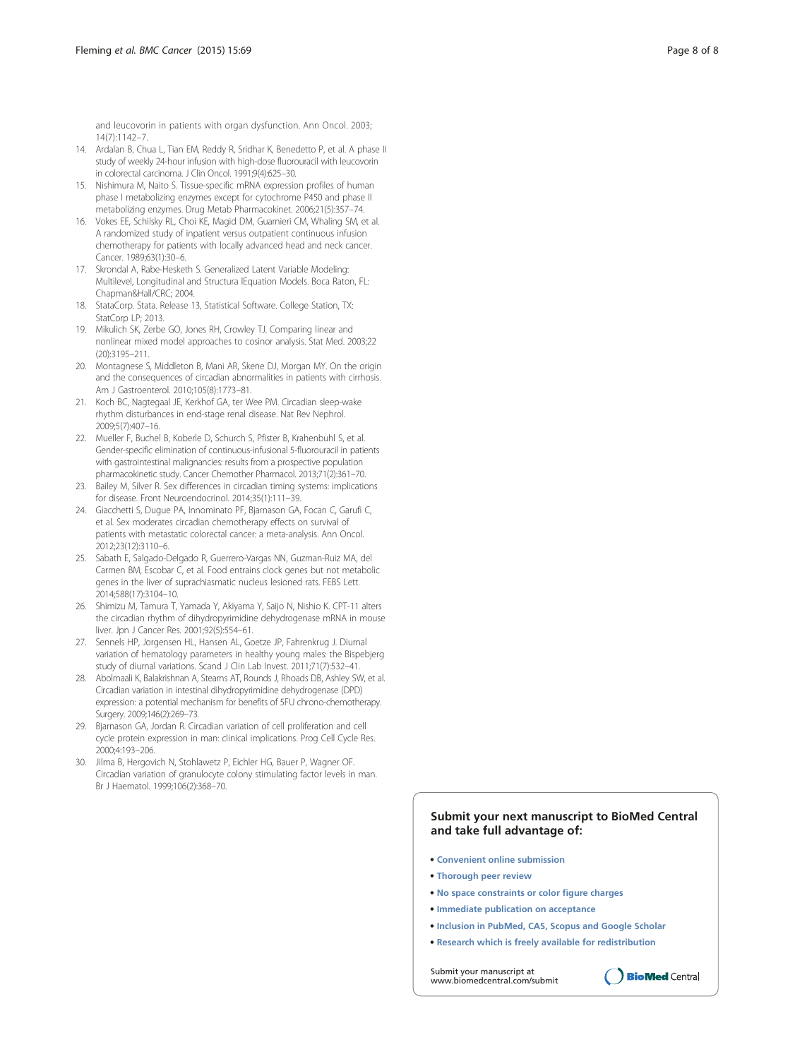and leucovorin in patients with organ dysfunction. Ann Oncol. 2003; 14(7):1142–7.

14. Ardalan B, Chua L, Tian EM, Reddy R, Sridhar K, Benedetto P, et al. A phase II study of weekly 24-hour infusion with high-dose fluorouracil with leucovorin in colorectal carcinoma. J Clin Oncol. 1991;9(4):625–30.
15. Nishimura M, Naito S. Tissue-specific mRNA expression profiles of human phase I metabolizing enzymes except for cytochrome P450 and phase II metabolizing enzymes. Drug Metab Pharmacokinet. 2006;21(5):357–74.
16. Vokes EE, Schilsky RL, Choi KE, Magid DM, Guarnieri CM, Whaling SM, et al. A randomized study of inpatient versus outpatient continuous infusion chemotherapy for patients with locally advanced head and neck cancer. Cancer. 1989;63(1):30–6.
17. Skrondal A, Rabe-Hesketh S. Generalized Latent Variable Modeling: Multilevel, Longitudinal and Structura lEquation Models. Boca Raton, FL: Chapman&Hall/CRC; 2004.
18. StataCorp. Stata. Release 13, Statistical Software. College Station, TX: StatCorp LP; 2013.
19. Mikulich SK, Zerbe GO, Jones RH, Crowley TJ. Comparing linear and nonlinear mixed model approaches to cosinor analysis. Stat Med. 2003;22 (20):3195–211.
20. Montagnese S, Middleton B, Mani AR, Skene DJ, Morgan MY. On the origin and the consequences of circadian abnormalities in patients with cirrhosis. Am J Gastroenterol. 2010;105(8):1773–81.
21. Koch BC, Nagtegaal JE, Kerkhof GA, ter Wee PM. Circadian sleep-wake rhythm disturbances in end-stage renal disease. Nat Rev Nephrol. 2009;5(7):407–16.
22. Mueller F, Buchel B, Koberle D, Schurch S, Pfister B, Krahenbuhl S, et al. Gender-specific elimination of continuous-infusional 5-fluorouracil in patients with gastrointestinal malignancies: results from a prospective population pharmacokinetic study. Cancer Chemother Pharmacol. 2013;71(2):361–70.
23. Bailey M, Silver R. Sex differences in circadian timing systems: implications for disease. Front Neuroendocrinol. 2014;35(1):111–39.
24. Giacchetti S, Dugue PA, Innominato PF, Bjarnason GA, Focan C, Garufi C, et al. Sex moderates circadian chemotherapy effects on survival of patients with metastatic colorectal cancer: a meta-analysis. Ann Oncol. 2012;23(12):3110–6.
25. Sabath E, Salgado-Delgado R, Guerrero-Vargas NN, Guzman-Ruiz MA, del Carmen BM, Escobar C, et al. Food entrains clock genes but not metabolic genes in the liver of suprachiasmatic nucleus lesioned rats. FEBS Lett. 2014;588(17):3104–10.
26. Shimizu M, Tamura T, Yamada Y, Akiyama Y, Saijo N, Nishio K. CPT-11 alters the circadian rhythm of dihydropyrimidine dehydrogenase mRNA in mouse liver. Jpn J Cancer Res. 2001;92(5):554–61.
27. Sennels HP, Jorgensen HL, Hansen AL, Goetze JP, Fahrenkrug J. Diurnal variation of hematology parameters in healthy young males: the Bispebjerg study of diurnal variations. Scand J Clin Lab Invest. 2011;71(7):532–41.
28. Abolmaali K, Balakrishnan A, Stearns AT, Rounds J, Rhoads DB, Ashley SW, et al. Circadian variation in intestinal dihydropyrimidine dehydrogenase (DPD) expression: a potential mechanism for benefits of 5FU chrono-chemotherapy. Surgery. 2009;146(2):269–73.
29. Bjarnason GA, Jordan R. Circadian variation of cell proliferation and cell cycle protein expression in man: clinical implications. Prog Cell Cycle Res. 2000;4:193–206.
30. Jilma B, Hergovich N, Stohlawetz P, Eichler HG, Bauer P, Wagner OF. Circadian variation of granulocyte colony stimulating factor levels in man. Br J Haematol. 1999;106(2):368–70.

**Submit your next manuscript to BioMed Central and take full advantage of:**

- **Convenient online submission**
- **Thorough peer review**
- **No space constraints or color figure charges**
- **Immediate publication on acceptance**
- **Inclusion in PubMed, CAS, Scopus and Google Scholar**
- **Research which is freely available for redistribution**

Submit your manuscript at
www.biomedcentral.com/submit

BioMed Central